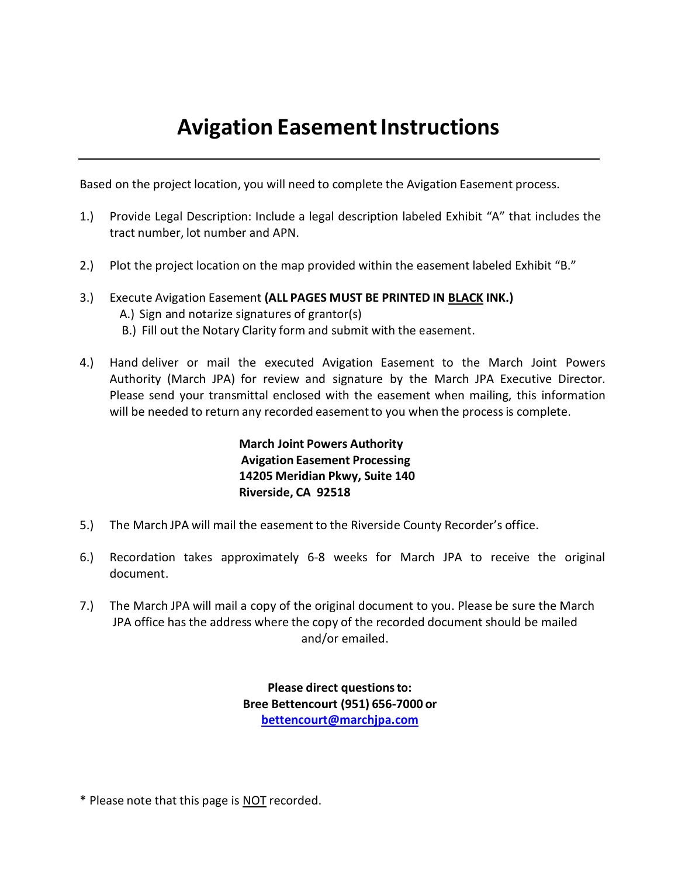# Avigation Easement Instructions

---

Based on the project location, you will need to complete the Avigation Easement process.

1.) Provide Legal Description: Include a legal description labeled Exhibit "A" that includes the tract number, lot number and APN.

2.) Plot the project location on the map provided within the easement labeled Exhibit "B."

3.) Execute Avigation Easement **(ALL PAGES MUST BE PRINTED IN <u>BLACK</u> INK.)**
   A.) Sign and notarize signatures of grantor(s)
   B.) Fill out the Notary Clarity form and submit with the easement.

4.) Hand deliver or mail the executed Avigation Easement to the March Joint Powers Authority (March JPA) for review and signature by the March JPA Executive Director. Please send your transmittal enclosed with the easement when mailing, this information will be needed to return any recorded easement to you when the process is complete.

**March Joint Powers Authority**
**Avigation Easement Processing**
**14205 Meridian Pkwy, Suite 140**
**Riverside, CA 92518**

5.) The March JPA will mail the easement to the Riverside County Recorder's office.

6.) Recordation takes approximately 6-8 weeks for March JPA to receive the original document.

7.) The March JPA will mail a copy of the original document to you. Please be sure the March JPA office has the address where the copy of the recorded document should be mailed and/or emailed.

**Please direct questions to:**
**Bree Bettencourt (951) 656-7000 or**
**bettencourt@marchjpa.com**

* Please note that this page is <u>NOT</u> recorded.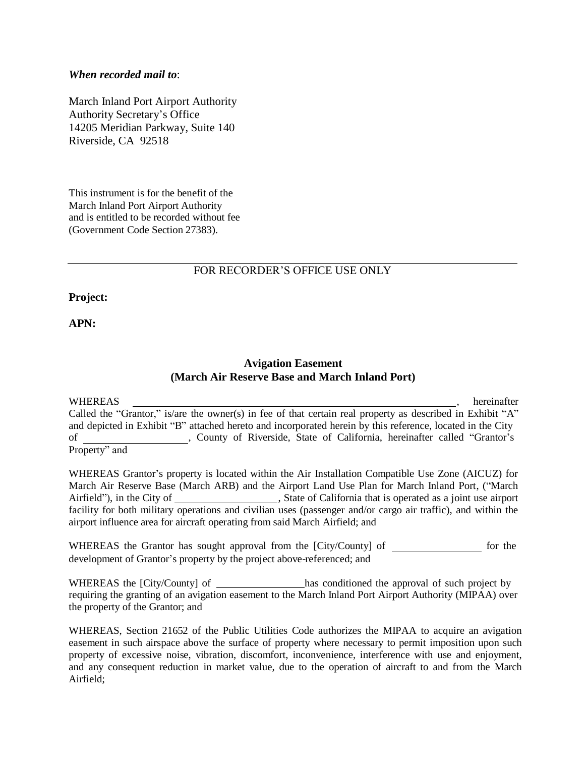***When recorded mail to***:

March Inland Port Airport Authority
Authority Secretary's Office
14205 Meridian Parkway, Suite 140
Riverside, CA 92518

This instrument is for the benefit of the
March Inland Port Airport Authority
and is entitled to be recorded without fee
(Government Code Section 27383).

---

FOR RECORDER'S OFFICE USE ONLY

**Project:**

**APN:**

### Avigation Easement
### (March Air Reserve Base and March Inland Port)

WHEREAS ______________________________________________, hereinafter Called the "Grantor," is/are the owner(s) in fee of that certain real property as described in Exhibit "A" and depicted in Exhibit "B" attached hereto and incorporated herein by this reference, located in the City of ____________________, County of Riverside, State of California, hereinafter called "Grantor's Property" and

WHEREAS Grantor's property is located within the Air Installation Compatible Use Zone (AICUZ) for March Air Reserve Base (March ARB) and the Airport Land Use Plan for March Inland Port, ("March Airfield"), in the City of ____________________, State of California that is operated as a joint use airport facility for both military operations and civilian uses (passenger and/or cargo air traffic), and within the airport influence area for aircraft operating from said March Airfield; and

WHEREAS the Grantor has sought approval from the [City/County] of ________________ for the development of Grantor's property by the project above-referenced; and

WHEREAS the [City/County] of ________________ has conditioned the approval of such project by requiring the granting of an avigation easement to the March Inland Port Airport Authority (MIPAA) over the property of the Grantor; and

WHEREAS, Section 21652 of the Public Utilities Code authorizes the MIPAA to acquire an avigation easement in such airspace above the surface of property where necessary to permit imposition upon such property of excessive noise, vibration, discomfort, inconvenience, interference with use and enjoyment, and any consequent reduction in market value, due to the operation of aircraft to and from the March Airfield;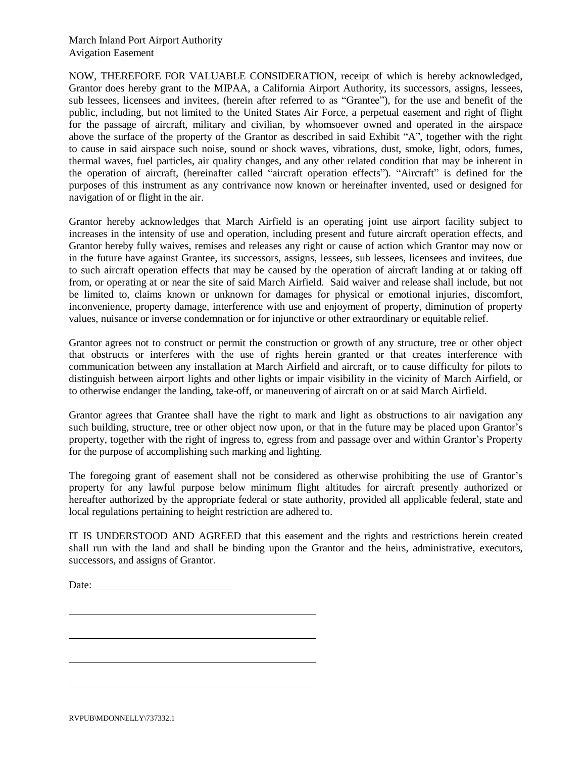March Inland Port Airport Authority
Avigation Easement

NOW, THEREFORE FOR VALUABLE CONSIDERATION, receipt of which is hereby acknowledged, Grantor does hereby grant to the MIPAA, a California Airport Authority, its successors, assigns, lessees, sub lessees, licensees and invitees, (herein after referred to as "Grantee"), for the use and benefit of the public, including, but not limited to the United States Air Force, a perpetual easement and right of flight for the passage of aircraft, military and civilian, by whomsoever owned and operated in the airspace above the surface of the property of the Grantor as described in said Exhibit "A", together with the right to cause in said airspace such noise, sound or shock waves, vibrations, dust, smoke, light, odors, fumes, thermal waves, fuel particles, air quality changes, and any other related condition that may be inherent in the operation of aircraft, (hereinafter called "aircraft operation effects"). "Aircraft" is defined for the purposes of this instrument as any contrivance now known or hereinafter invented, used or designed for navigation of or flight in the air.

Grantor hereby acknowledges that March Airfield is an operating joint use airport facility subject to increases in the intensity of use and operation, including present and future aircraft operation effects, and Grantor hereby fully waives, remises and releases any right or cause of action which Grantor may now or in the future have against Grantee, its successors, assigns, lessees, sub lessees, licensees and invitees, due to such aircraft operation effects that may be caused by the operation of aircraft landing at or taking off from, or operating at or near the site of said March Airfield. Said waiver and release shall include, but not be limited to, claims known or unknown for damages for physical or emotional injuries, discomfort, inconvenience, property damage, interference with use and enjoyment of property, diminution of property values, nuisance or inverse condemnation or for injunctive or other extraordinary or equitable relief.

Grantor agrees not to construct or permit the construction or growth of any structure, tree or other object that obstructs or interferes with the use of rights herein granted or that creates interference with communication between any installation at March Airfield and aircraft, or to cause difficulty for pilots to distinguish between airport lights and other lights or impair visibility in the vicinity of March Airfield, or to otherwise endanger the landing, take-off, or maneuvering of aircraft on or at said March Airfield.

Grantor agrees that Grantee shall have the right to mark and light as obstructions to air navigation any such building, structure, tree or other object now upon, or that in the future may be placed upon Grantor's property, together with the right of ingress to, egress from and passage over and within Grantor's Property for the purpose of accomplishing such marking and lighting.

The foregoing grant of easement shall not be considered as otherwise prohibiting the use of Grantor's property for any lawful purpose below minimum flight altitudes for aircraft presently authorized or hereafter authorized by the appropriate federal or state authority, provided all applicable federal, state and local regulations pertaining to height restriction are adhered to.

IT IS UNDERSTOOD AND AGREED that this easement and the rights and restrictions herein created shall run with the land and shall be binding upon the Grantor and the heirs, administrative, executors, successors, and assigns of Grantor.

Date: \_\_\_\_\_\_\_\_\_\_\_\_\_\_\_\_\_\_\_\_\_\_\_\_\_\_

\_\_\_\_\_\_\_\_\_\_\_\_\_\_\_\_\_\_\_\_\_\_\_\_\_\_\_\_\_\_\_\_\_\_\_\_\_\_\_\_\_\_\_\_\_\_

\_\_\_\_\_\_\_\_\_\_\_\_\_\_\_\_\_\_\_\_\_\_\_\_\_\_\_\_\_\_\_\_\_\_\_\_\_\_\_\_\_\_\_\_\_\_

\_\_\_\_\_\_\_\_\_\_\_\_\_\_\_\_\_\_\_\_\_\_\_\_\_\_\_\_\_\_\_\_\_\_\_\_\_\_\_\_\_\_\_\_\_\_

\_\_\_\_\_\_\_\_\_\_\_\_\_\_\_\_\_\_\_\_\_\_\_\_\_\_\_\_\_\_\_\_\_\_\_\_\_\_\_\_\_\_\_\_\_\_

RVPUB\MDONNELLY\737332.1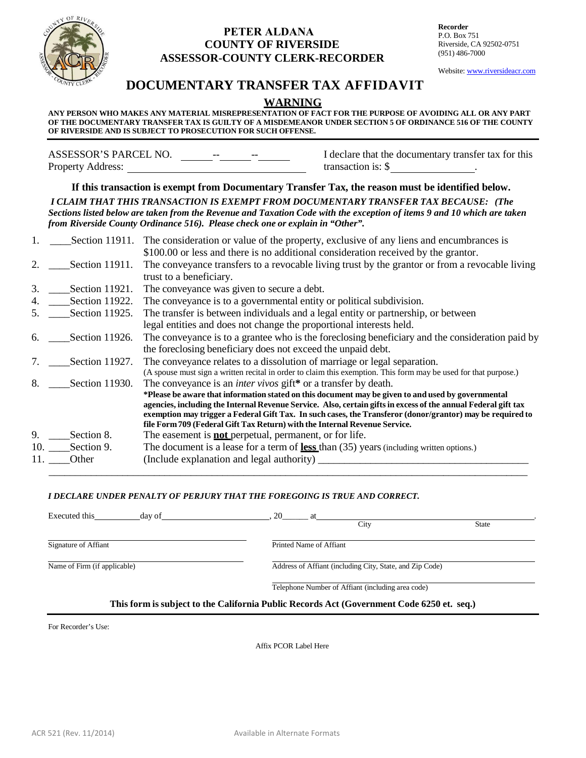**PETER ALDANA**
**COUNTY OF RIVERSIDE**
**ASSESSOR-COUNTY CLERK-RECORDER**

**Recorder**
P.O. Box 751
Riverside, CA 92502-0751
(951) 486-7000

Website: www.riversideacr.com

# DOCUMENTARY TRANSFER TAX AFFIDAVIT

## WARNING

**ANY PERSON WHO MAKES ANY MATERIAL MISREPRESENTATION OF FACT FOR THE PURPOSE OF AVOIDING ALL OR ANY PART OF THE DOCUMENTARY TRANSFER TAX IS GUILTY OF A MISDEMEANOR UNDER SECTION 5 OF ORDINANCE 516 OF THE COUNTY OF RIVERSIDE AND IS SUBJECT TO PROSECUTION FOR SUCH OFFENSE.**

ASSESSOR'S PARCEL NO. ______--______--______
Property Address: ______________________________

I declare that the documentary transfer tax for this transaction is: $______________.

**If this transaction is exempt from Documentary Transfer Tax, the reason must be identified below.**

***I CLAIM THAT THIS TRANSACTION IS EXEMPT FROM DOCUMENTARY TRANSFER TAX BECAUSE: (The Sections listed below are taken from the Revenue and Taxation Code with the exception of items 9 and 10 which are taken from Riverside County Ordinance 516). Please check one or explain in "Other".***

1. ____Section 11911. The consideration or value of the property, exclusive of any liens and encumbrances is $100.00 or less and there is no additional consideration received by the grantor.
2. ____Section 11911. The conveyance transfers to a revocable living trust by the grantor or from a revocable living trust to a beneficiary.
3. ____Section 11921. The conveyance was given to secure a debt.
4. ____Section 11922. The conveyance is to a governmental entity or political subdivision.
5. ____Section 11925. The transfer is between individuals and a legal entity or partnership, or between legal entities and does not change the proportional interests held.
6. ____Section 11926. The conveyance is to a grantee who is the foreclosing beneficiary and the consideration paid by the foreclosing beneficiary does not exceed the unpaid debt.
7. ____Section 11927. The conveyance relates to a dissolution of marriage or legal separation.
   (A spouse must sign a written recital in order to claim this exemption. This form may be used for that purpose.)
8. ____Section 11930. The conveyance is an *inter vivos* gift**\*** or a transfer by death.
   **\*Please be aware that information stated on this document may be given to and used by governmental agencies, including the Internal Revenue Service. Also, certain gifts in excess of the annual Federal gift tax exemption may trigger a Federal Gift Tax. In such cases, the Transferor (donor/grantor) may be required to file Form 709 (Federal Gift Tax Return) with the Internal Revenue Service.**
9. ____Section 8. The easement is **not** perpetual, permanent, or for life.
10. ____Section 9. The document is a lease for a term of **less** than (35) years (including written options.)
11. ____Other (Include explanation and legal authority) ________________________________________
______________________________________________________________________________

***I DECLARE UNDER PENALTY OF PERJURY THAT THE FOREGOING IS TRUE AND CORRECT.***

Executed this__________day of________________________, 20______ at________________________________.
City State

______________________________ ______________________________
Signature of Affiant Printed Name of Affiant

______________________________ ______________________________
Name of Firm (if applicable) Address of Affiant (including City, State, and Zip Code)

______________________________
Telephone Number of Affiant (including area code)

**This form is subject to the California Public Records Act (Government Code 6250 et. seq.)**

For Recorder's Use:

Affix PCOR Label Here

ACR 521 (Rev. 11/2014) Available in Alternate Formats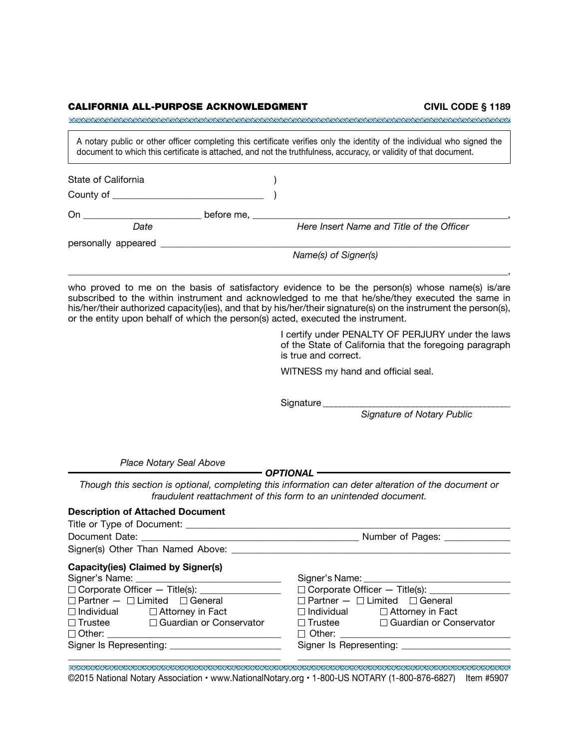**CALIFORNIA ALL-PURPOSE ACKNOWLEDGMENT** **CIVIL CODE § 1189**

A notary public or other officer completing this certificate verifies only the identity of the individual who signed the document to which this certificate is attached, and not the truthfulness, accuracy, or validity of that document.

State of California )
County of ______________________________ )

On ________________________ before me, ____________________________________________________,
*Date* *Here Insert Name and Title of the Officer*

personally appeared ________________________________________________________________________
*Name(s) of Signer(s)*

______________________________________________________________________________________________,

who proved to me on the basis of satisfactory evidence to be the person(s) whose name(s) is/are subscribed to the within instrument and acknowledged to me that he/she/they executed the same in his/her/their authorized capacity(ies), and that by his/her/their signature(s) on the instrument the person(s), or the entity upon behalf of which the person(s) acted, executed the instrument.

I certify under PENALTY OF PERJURY under the laws of the State of California that the foregoing paragraph is true and correct.

WITNESS my hand and official seal.

Signature ______________________________________
*Signature of Notary Public*

*Place Notary Seal Above*

***OPTIONAL***

*Though this section is optional, completing this information can deter alteration of the document or fraudulent reattachment of this form to an unintended document.*

**Description of Attached Document**

Title or Type of Document: ______________________________________________________________________
Document Date: ____________________________________________ Number of Pages: _____________
Signer(s) Other Than Named Above: _______________________________________________________

**Capacity(ies) Claimed by Signer(s)**

Signer's Name: ______________________________
☐ Corporate Officer — Title(s): ________________
☐ Partner — ☐ Limited ☐ General
☐ Individual ☐ Attorney in Fact
☐ Trustee ☐ Guardian or Conservator
☐ Other: ___________________________________
Signer Is Representing: ______________________
_____________________________________________

Signer's Name: ______________________________
☐ Corporate Officer — Title(s): ________________
☐ Partner — ☐ Limited ☐ General
☐ Individual ☐ Attorney in Fact
☐ Trustee ☐ Guardian or Conservator
☐ Other: ___________________________________
Signer Is Representing: ______________________
_____________________________________________

©2015 National Notary Association • www.NationalNotary.org • 1-800-US NOTARY (1-800-876-6827) Item #5907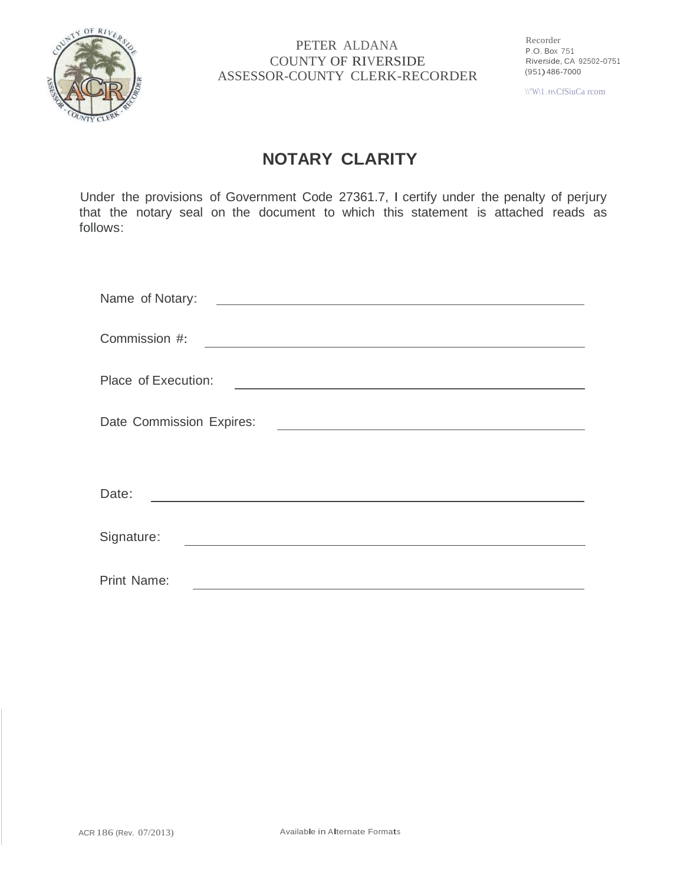PETER ALDANA
COUNTY OF RIVERSIDE
ASSESSOR-COUNTY CLERK-RECORDER

Recorder
P.O. Box 751
Riverside, CA 92502-0751
(951) 486-7000

\\"W\1.rı\CfSiuCa rcom

# NOTARY CLARITY

Under the provisions of Government Code 27361.7, I certify under the penalty of perjury that the notary seal on the document to which this statement is attached reads as follows:

Name of Notary: ______________________________

Commission #: ______________________________

Place of Execution: ______________________________

Date Commission Expires: ______________________________

Date: ______________________________

Signature: ______________________________

Print Name: ______________________________

ACR 186 (Rev. 07/2013)

Available in Alternate Formats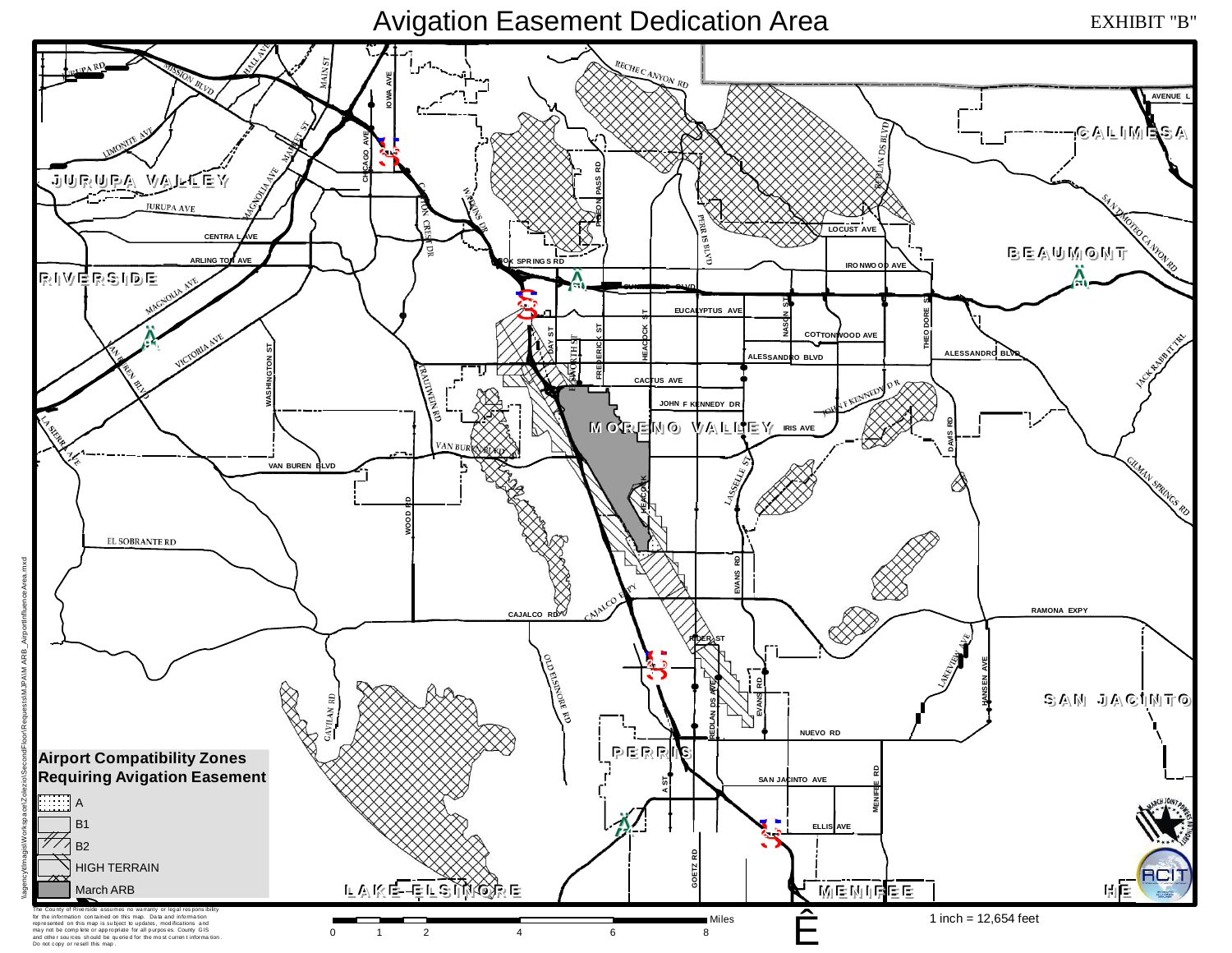# Avigation Easement Dedication Area

EXHIBIT "B"

**Airport Compatibility Zones Requiring Avigation Easement**

- A
- B1
- B2
- HIGH TERRAIN
- March ARB

The County of Riverside assumes no warranty or legal responsibility for the information contained on this map. Data and information represented on this map is subject to updates, modifications and may not be complete or appropriate for all purposes. County GIS and other sources should be queried for the most current information. Do not copy or resell this map.

0 1 2 4 6 8 Miles

1 inch = 12,654 feet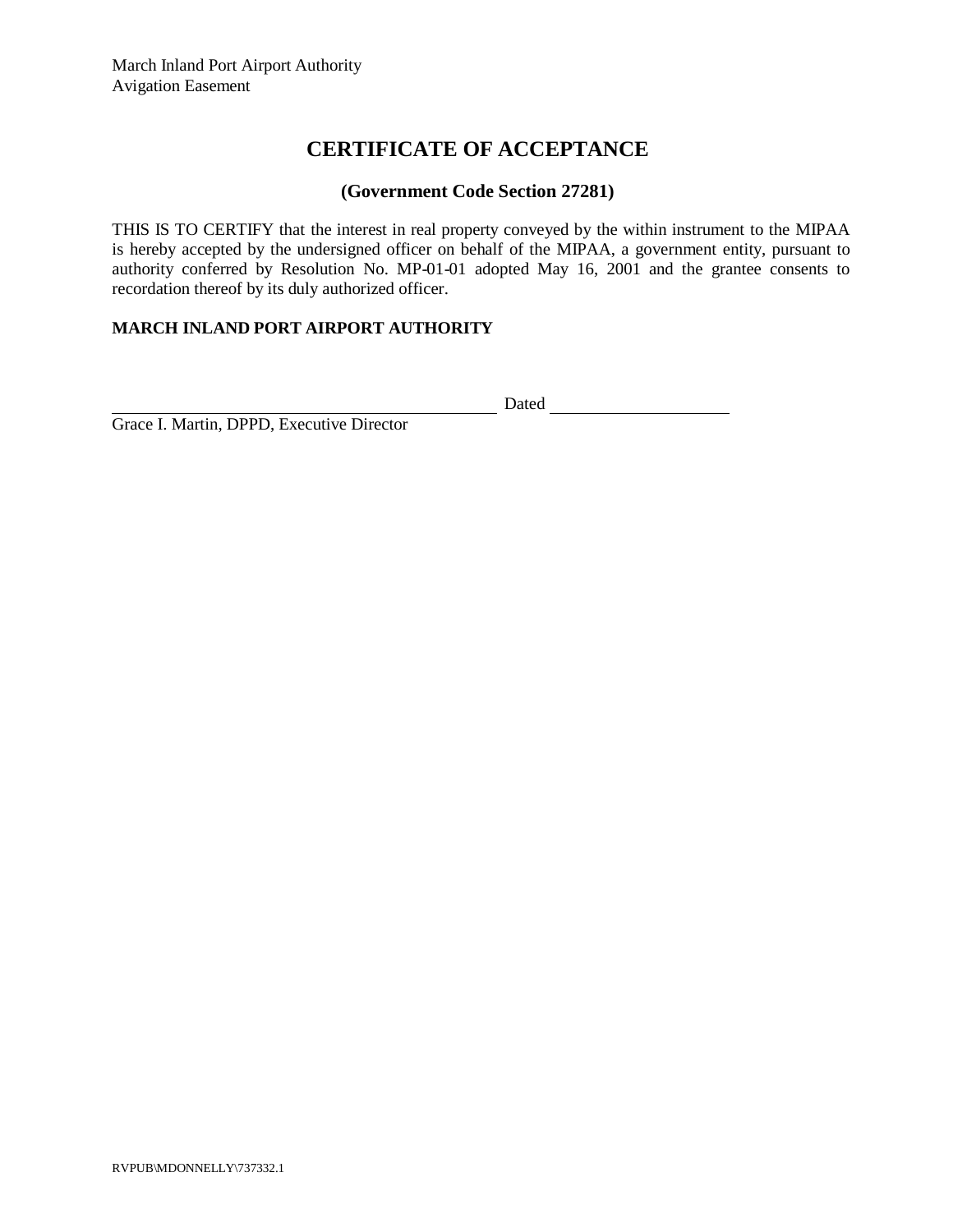March Inland Port Airport Authority
Avigation Easement

# CERTIFICATE OF ACCEPTANCE

### (Government Code Section 27281)

THIS IS TO CERTIFY that the interest in real property conveyed by the within instrument to the MIPAA is hereby accepted by the undersigned officer on behalf of the MIPAA, a government entity, pursuant to authority conferred by Resolution No. MP-01-01 adopted May 16, 2001 and the grantee consents to recordation thereof by its duly authorized officer.

**MARCH INLAND PORT AIRPORT AUTHORITY**

_______________________________________________ Dated ______________________

Grace I. Martin, DPPD, Executive Director

RVPUB\MDONNELLY\737332.1